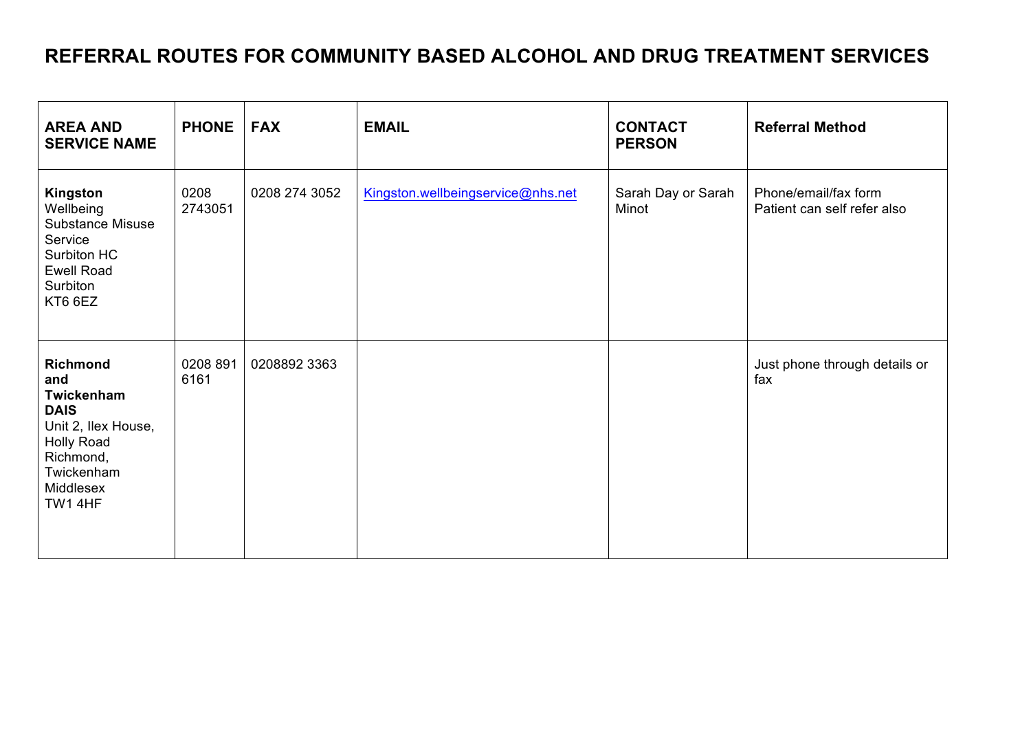# REFERRAL ROUTES FOR COMMUNITY BASED ALCOHOL AND DRUG TREATMENT SERVICES

| AREA AND SERVICE NAME | PHONE | FAX | EMAIL | CONTACT PERSON | Referral Method |
|---|---|---|---|---|---|
| **Kingston** Wellbeing Substance Misuse Service Surbiton HC Ewell Road Surbiton KT6 6EZ | 0208 2743051 | 0208 274 3052 | Kingston.wellbeingservice@nhs.net | Sarah Day or Sarah Minot | Phone/email/fax form Patient can self refer also |
| **Richmond and Twickenham DAIS** Unit 2, Ilex House, Holly Road Richmond, Twickenham Middlesex TW1 4HF | 0208 891 6161 | 0208892 3363 | | | Just phone through details or fax |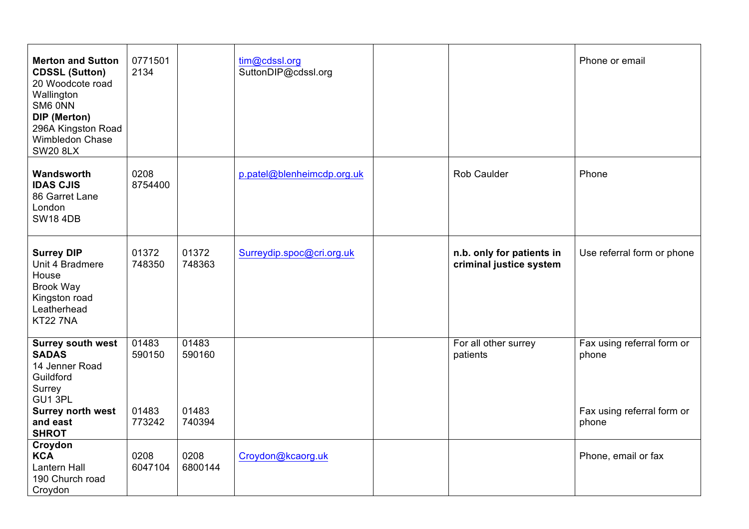| | | | | | | |
|---|---|---|---|---|---|---|
| **Merton and Sutton CDSSL (Sutton)**<br>20 Woodcote road<br>Wallington<br>SM6 0NN<br>**DIP (Merton)**<br>296A Kingston Road<br>Wimbledon Chase<br>SW20 8LX | 0771501 2134 | | tim@cdssl.org<br>SuttonDIP@cdssl.org | | | Phone or email |
| **Wandsworth IDAS CJIS**<br>86 Garret Lane<br>London<br>SW18 4DB | 0208 8754400 | | p.patel@blenheimcdp.org.uk | | Rob Caulder | Phone |
| **Surrey DIP**<br>Unit 4 Bradmere House<br>Brook Way<br>Kingston road<br>Leatherhead<br>KT22 7NA | 01372 748350 | 01372 748363 | Surreydip.spoc@cri.org.uk | | **n.b. only for patients in criminal justice system** | Use referral form or phone |
| **Surrey south west SADAS**<br>14 Jenner Road<br>Guildford<br>Surrey<br>GU1 3PL<br>**Surrey north west and east SHROT** | 01483 590150<br><br><br><br><br>01483 773242 | 01483 590160<br><br><br><br><br>01483 740394 | | | For all other surrey patients | Fax using referral form or phone<br><br><br><br>Fax using referral form or phone |
| **Croydon KCA**<br>Lantern Hall<br>190 Church road<br>Croydon | 0208 6047104 | 0208 6800144 | Croydon@kcaorg.uk | | | Phone, email or fax |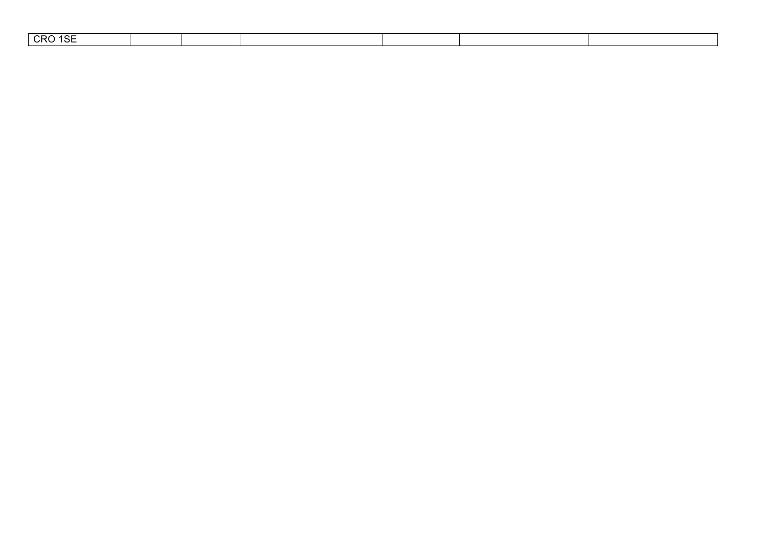| | | | | | | |
|---|---|---|---|---|---|---|
| CRO 1SE | | | | | | |